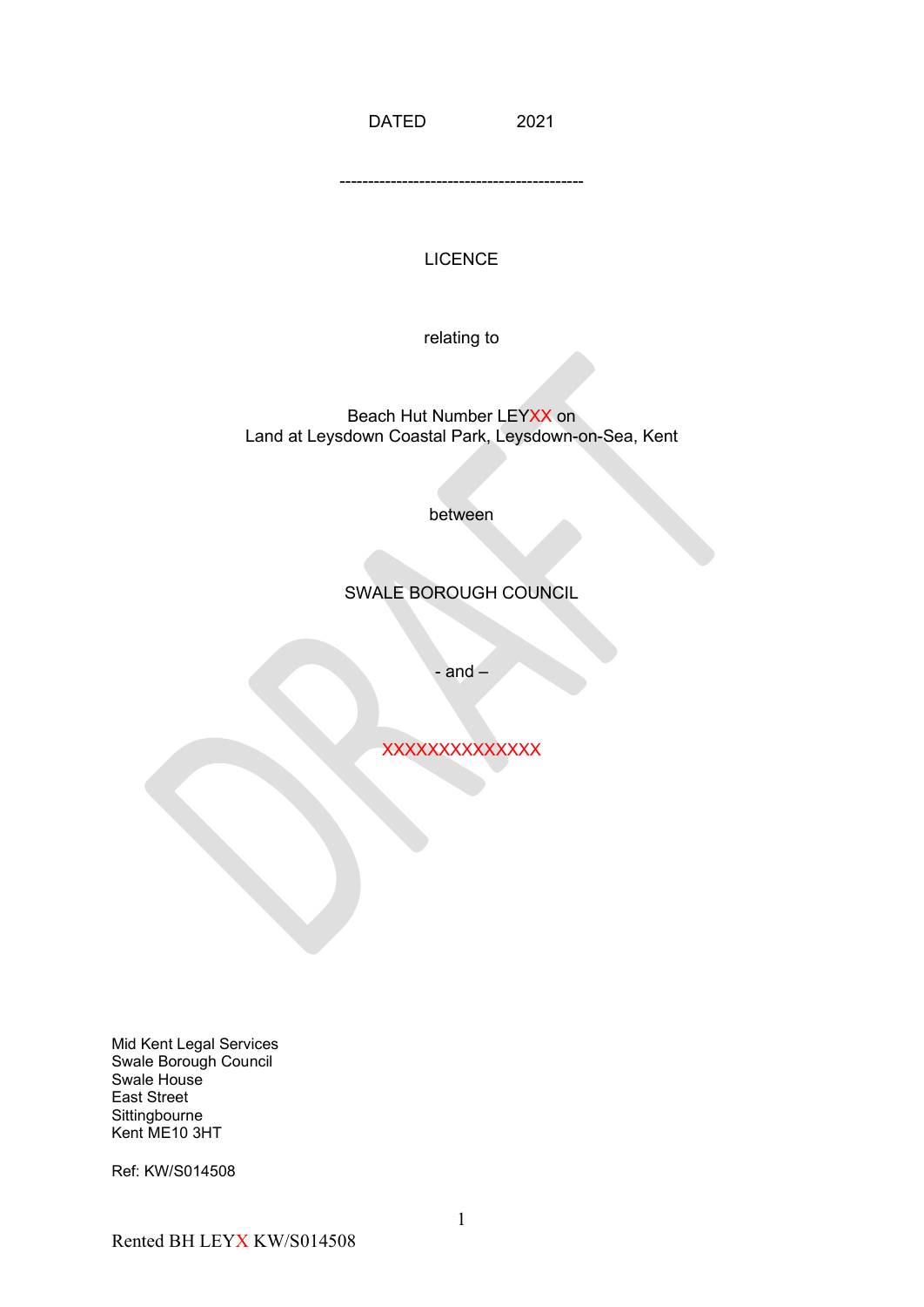DATED 2021

------------------------------------------

LICENCE

relating to

Beach Hut Number LEYXX on
Land at Leysdown Coastal Park, Leysdown-on-Sea, Kent

between

SWALE BOROUGH COUNCIL

- and –

XXXXXXXXXXXXXX

Mid Kent Legal Services
Swale Borough Council
Swale House
East Street
Sittingbourne
Kent ME10 3HT

Ref: KW/S014508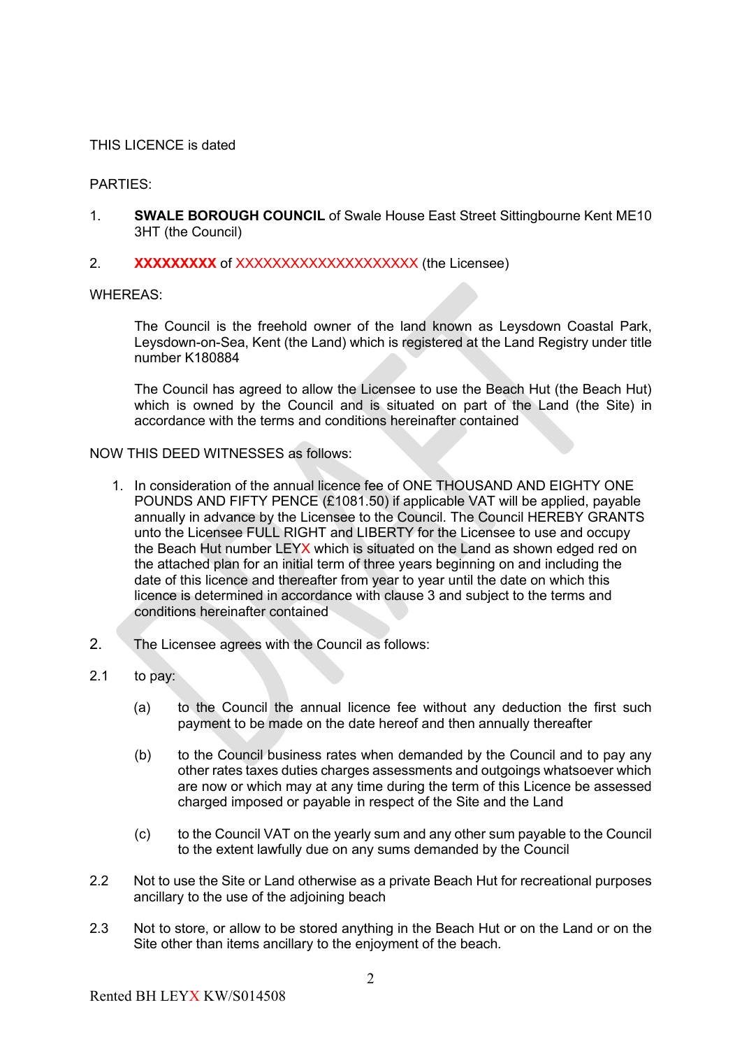THIS LICENCE is dated

PARTIES:

1. **SWALE BOROUGH COUNCIL** of Swale House East Street Sittingbourne Kent ME10 3HT (the Council)

2. **XXXXXXXXX** of XXXXXXXXXXXXXXXXXXXX (the Licensee)

WHEREAS:

The Council is the freehold owner of the land known as Leysdown Coastal Park, Leysdown-on-Sea, Kent (the Land) which is registered at the Land Registry under title number K180884

The Council has agreed to allow the Licensee to use the Beach Hut (the Beach Hut) which is owned by the Council and is situated on part of the Land (the Site) in accordance with the terms and conditions hereinafter contained

NOW THIS DEED WITNESSES as follows:

1. In consideration of the annual licence fee of ONE THOUSAND AND EIGHTY ONE POUNDS AND FIFTY PENCE (£1081.50) if applicable VAT will be applied, payable annually in advance by the Licensee to the Council. The Council HEREBY GRANTS unto the Licensee FULL RIGHT and LIBERTY for the Licensee to use and occupy the Beach Hut number LEYX which is situated on the Land as shown edged red on the attached plan for an initial term of three years beginning on and including the date of this licence and thereafter from year to year until the date on which this licence is determined in accordance with clause 3 and subject to the terms and conditions hereinafter contained

2. The Licensee agrees with the Council as follows:

2.1 to pay:

(a) to the Council the annual licence fee without any deduction the first such payment to be made on the date hereof and then annually thereafter

(b) to the Council business rates when demanded by the Council and to pay any other rates taxes duties charges assessments and outgoings whatsoever which are now or which may at any time during the term of this Licence be assessed charged imposed or payable in respect of the Site and the Land

(c) to the Council VAT on the yearly sum and any other sum payable to the Council to the extent lawfully due on any sums demanded by the Council

2.2 Not to use the Site or Land otherwise as a private Beach Hut for recreational purposes ancillary to the use of the adjoining beach

2.3 Not to store, or allow to be stored anything in the Beach Hut or on the Land or on the Site other than items ancillary to the enjoyment of the beach.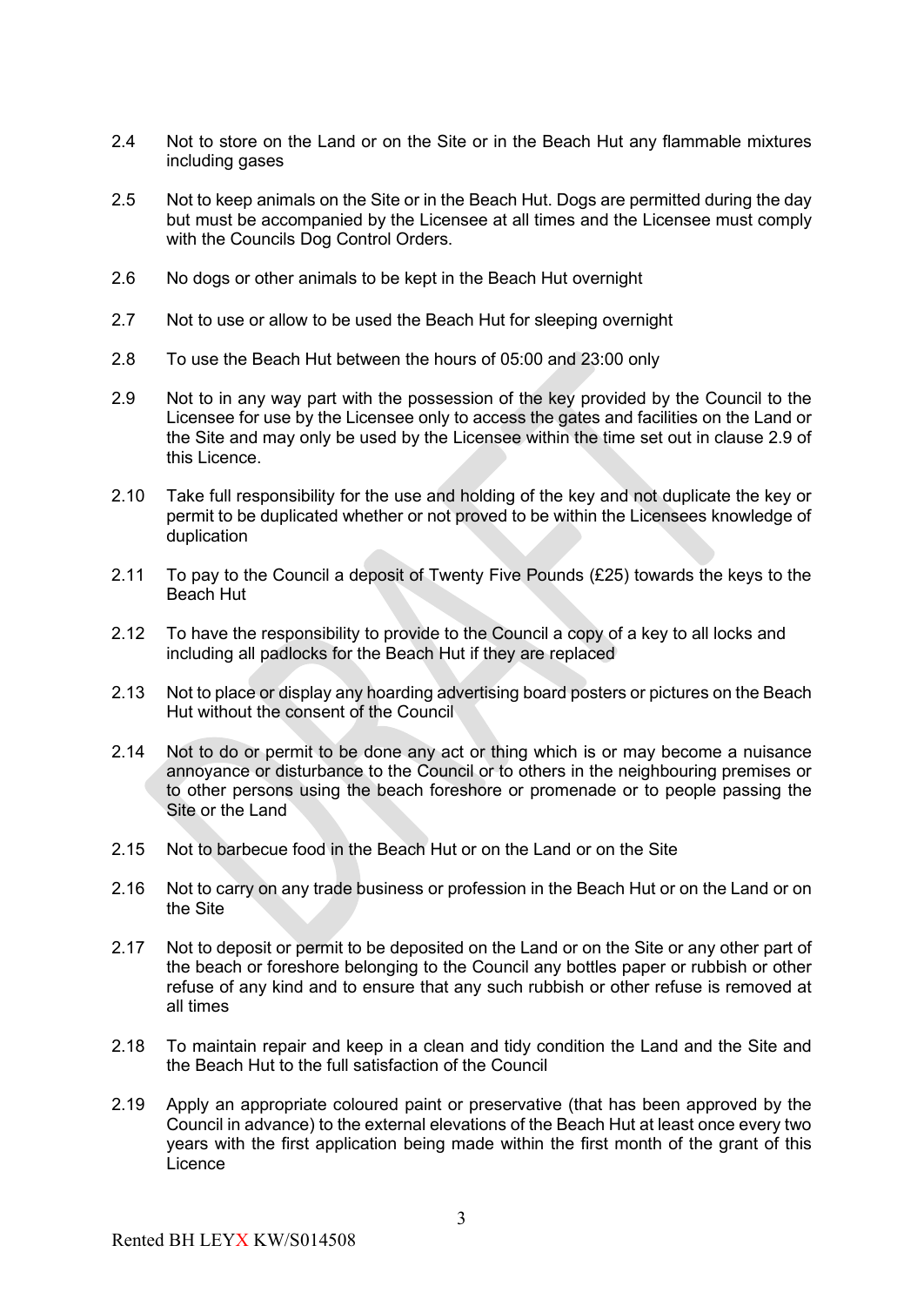2.4 Not to store on the Land or on the Site or in the Beach Hut any flammable mixtures including gases

2.5 Not to keep animals on the Site or in the Beach Hut. Dogs are permitted during the day but must be accompanied by the Licensee at all times and the Licensee must comply with the Councils Dog Control Orders.

2.6 No dogs or other animals to be kept in the Beach Hut overnight

2.7 Not to use or allow to be used the Beach Hut for sleeping overnight

2.8 To use the Beach Hut between the hours of 05:00 and 23:00 only

2.9 Not to in any way part with the possession of the key provided by the Council to the Licensee for use by the Licensee only to access the gates and facilities on the Land or the Site and may only be used by the Licensee within the time set out in clause 2.9 of this Licence.

2.10 Take full responsibility for the use and holding of the key and not duplicate the key or permit to be duplicated whether or not proved to be within the Licensees knowledge of duplication

2.11 To pay to the Council a deposit of Twenty Five Pounds (£25) towards the keys to the Beach Hut

2.12 To have the responsibility to provide to the Council a copy of a key to all locks and including all padlocks for the Beach Hut if they are replaced

2.13 Not to place or display any hoarding advertising board posters or pictures on the Beach Hut without the consent of the Council

2.14 Not to do or permit to be done any act or thing which is or may become a nuisance annoyance or disturbance to the Council or to others in the neighbouring premises or to other persons using the beach foreshore or promenade or to people passing the Site or the Land

2.15 Not to barbecue food in the Beach Hut or on the Land or on the Site

2.16 Not to carry on any trade business or profession in the Beach Hut or on the Land or on the Site

2.17 Not to deposit or permit to be deposited on the Land or on the Site or any other part of the beach or foreshore belonging to the Council any bottles paper or rubbish or other refuse of any kind and to ensure that any such rubbish or other refuse is removed at all times

2.18 To maintain repair and keep in a clean and tidy condition the Land and the Site and the Beach Hut to the full satisfaction of the Council

2.19 Apply an appropriate coloured paint or preservative (that has been approved by the Council in advance) to the external elevations of the Beach Hut at least once every two years with the first application being made within the first month of the grant of this Licence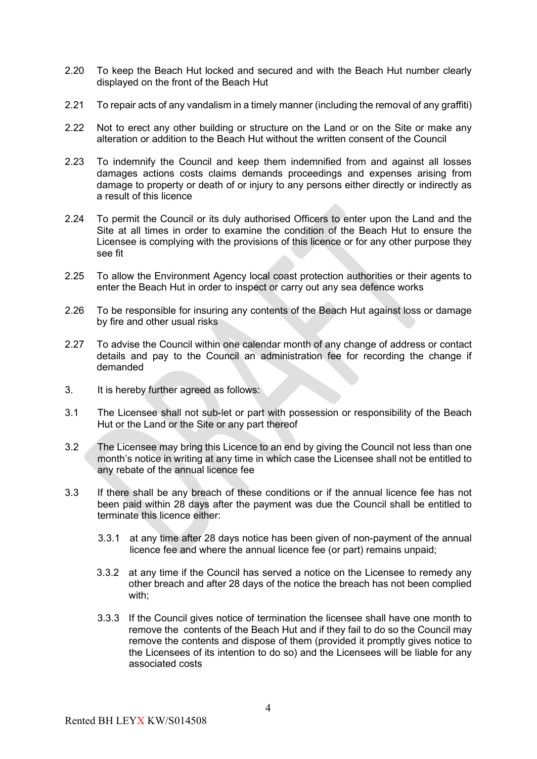2.20 To keep the Beach Hut locked and secured and with the Beach Hut number clearly displayed on the front of the Beach Hut

2.21 To repair acts of any vandalism in a timely manner (including the removal of any graffiti)

2.22 Not to erect any other building or structure on the Land or on the Site or make any alteration or addition to the Beach Hut without the written consent of the Council

2.23 To indemnify the Council and keep them indemnified from and against all losses damages actions costs claims demands proceedings and expenses arising from damage to property or death of or injury to any persons either directly or indirectly as a result of this licence

2.24 To permit the Council or its duly authorised Officers to enter upon the Land and the Site at all times in order to examine the condition of the Beach Hut to ensure the Licensee is complying with the provisions of this licence or for any other purpose they see fit

2.25 To allow the Environment Agency local coast protection authorities or their agents to enter the Beach Hut in order to inspect or carry out any sea defence works

2.26 To be responsible for insuring any contents of the Beach Hut against loss or damage by fire and other usual risks

2.27 To advise the Council within one calendar month of any change of address or contact details and pay to the Council an administration fee for recording the change if demanded

3. It is hereby further agreed as follows:

3.1 The Licensee shall not sub-let or part with possession or responsibility of the Beach Hut or the Land or the Site or any part thereof

3.2 The Licensee may bring this Licence to an end by giving the Council not less than one month's notice in writing at any time in which case the Licensee shall not be entitled to any rebate of the annual licence fee

3.3 If there shall be any breach of these conditions or if the annual licence fee has not been paid within 28 days after the payment was due the Council shall be entitled to terminate this licence either:

3.3.1 at any time after 28 days notice has been given of non-payment of the annual licence fee and where the annual licence fee (or part) remains unpaid;

3.3.2 at any time if the Council has served a notice on the Licensee to remedy any other breach and after 28 days of the notice the breach has not been complied with;

3.3.3 If the Council gives notice of termination the licensee shall have one month to remove the contents of the Beach Hut and if they fail to do so the Council may remove the contents and dispose of them (provided it promptly gives notice to the Licensees of its intention to do so) and the Licensees will be liable for any associated costs

Rented BH LEYX KW/S014508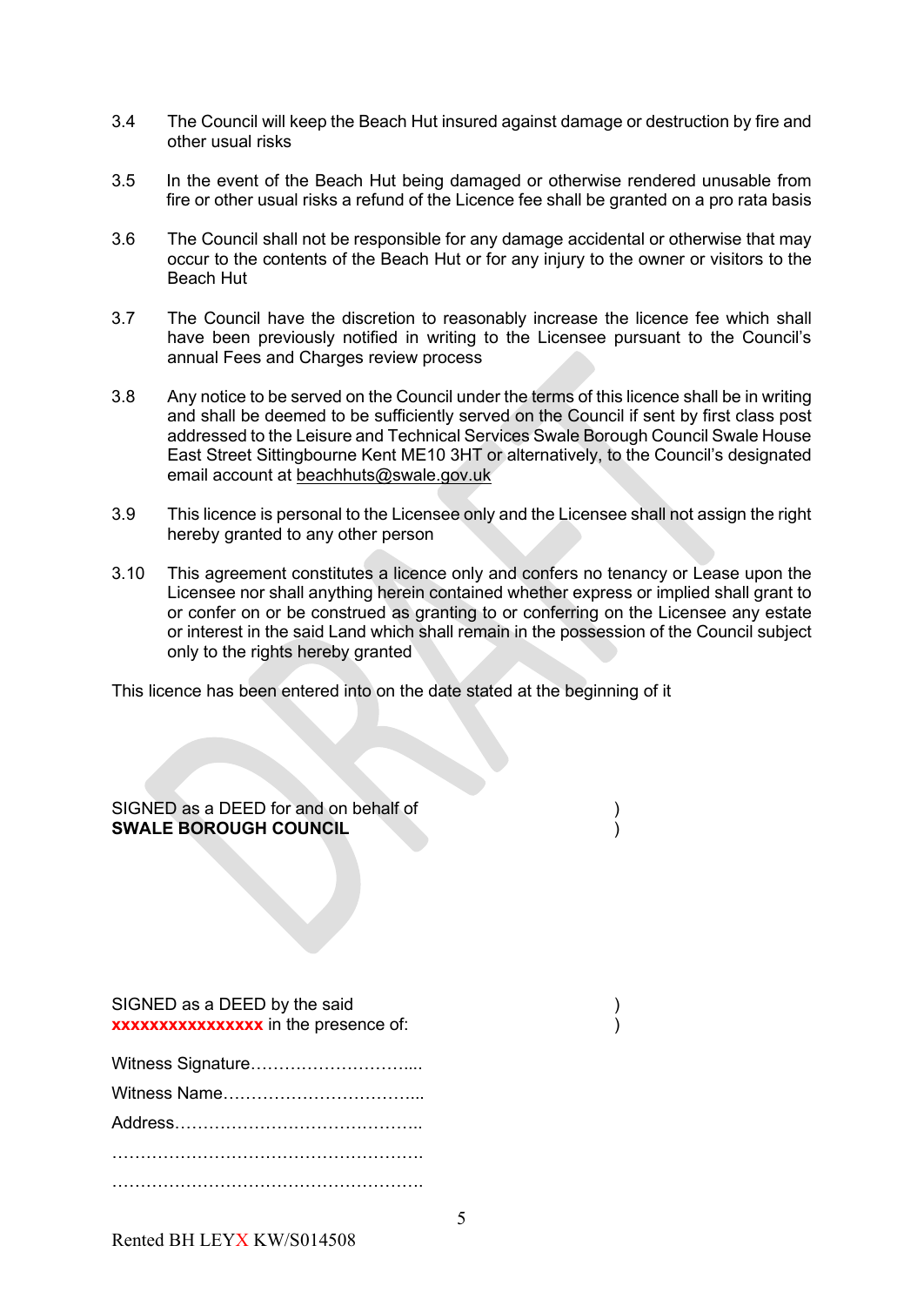3.4 The Council will keep the Beach Hut insured against damage or destruction by fire and other usual risks

3.5 In the event of the Beach Hut being damaged or otherwise rendered unusable from fire or other usual risks a refund of the Licence fee shall be granted on a pro rata basis

3.6 The Council shall not be responsible for any damage accidental or otherwise that may occur to the contents of the Beach Hut or for any injury to the owner or visitors to the Beach Hut

3.7 The Council have the discretion to reasonably increase the licence fee which shall have been previously notified in writing to the Licensee pursuant to the Council's annual Fees and Charges review process

3.8 Any notice to be served on the Council under the terms of this licence shall be in writing and shall be deemed to be sufficiently served on the Council if sent by first class post addressed to the Leisure and Technical Services Swale Borough Council Swale House East Street Sittingbourne Kent ME10 3HT or alternatively, to the Council's designated email account at beachhuts@swale.gov.uk

3.9 This licence is personal to the Licensee only and the Licensee shall not assign the right hereby granted to any other person

3.10 This agreement constitutes a licence only and confers no tenancy or Lease upon the Licensee nor shall anything herein contained whether express or implied shall grant to or confer on or be construed as granting to or conferring on the Licensee any estate or interest in the said Land which shall remain in the possession of the Council subject only to the rights hereby granted

This licence has been entered into on the date stated at the beginning of it

SIGNED as a DEED for and on behalf of )
**SWALE BOROUGH COUNCIL** )

SIGNED as a DEED by the said )
**xxxxxxxxxxxxxxxx** in the presence of: )

Witness Signature……….………………....

Witness Name……………………………...

Address……………………………………..

……………………………………………….

……………………………………………….

Rented BH LEYX KW/S014508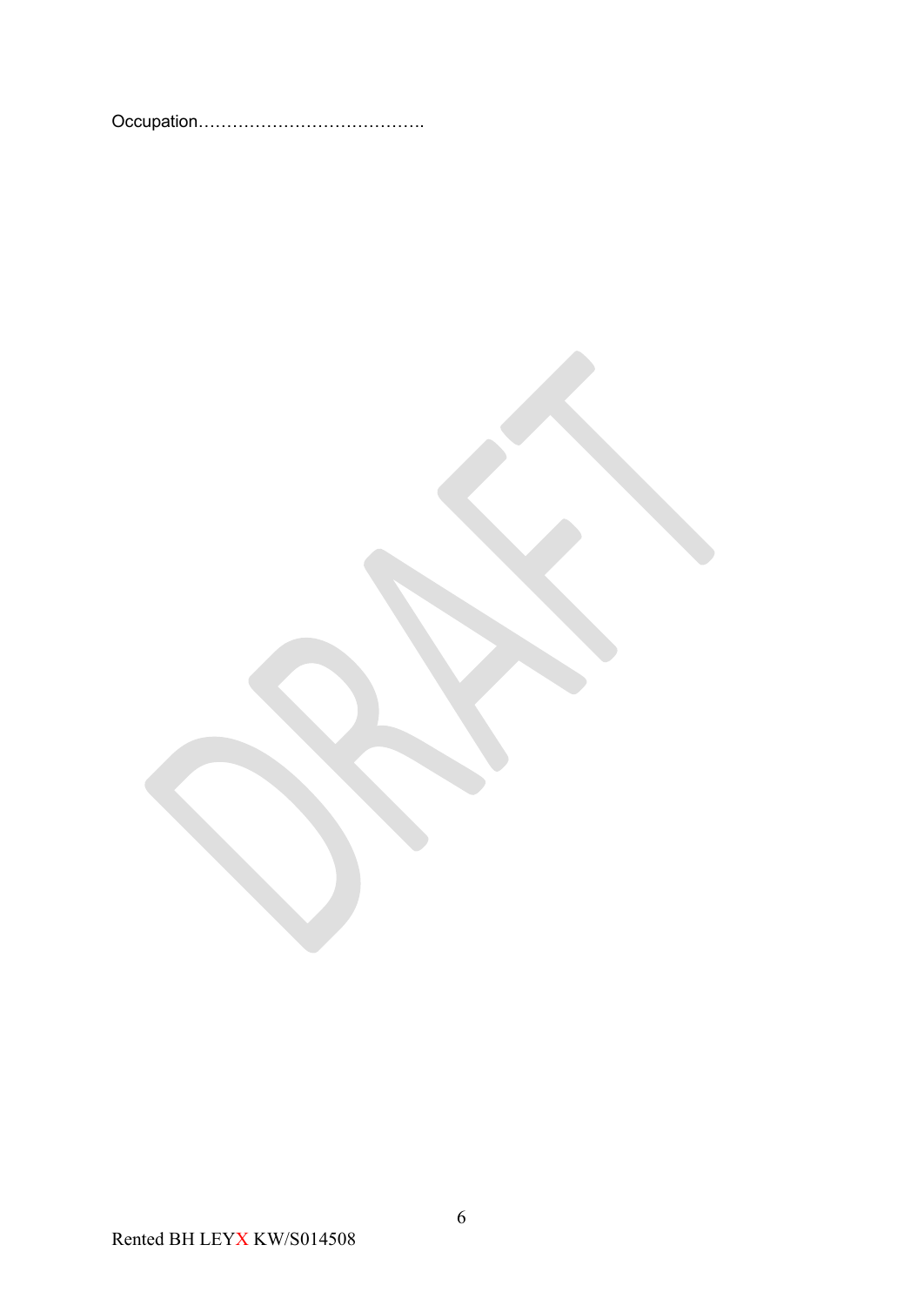Occupation…………………………………..